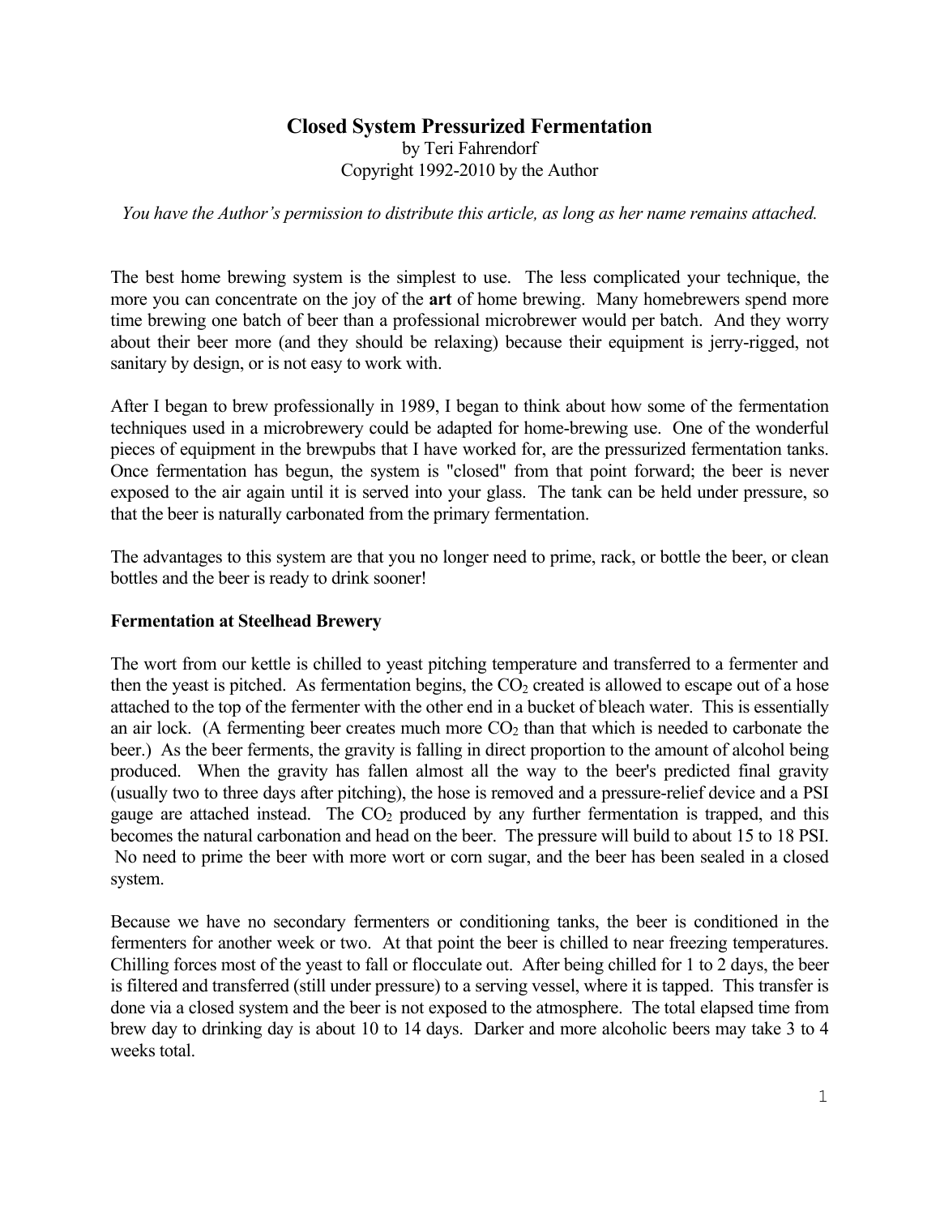# Closed System Pressurized Fermentation

by Teri Fahrendorf
Copyright 1992-2010 by the Author

*You have the Author's permission to distribute this article, as long as her name remains attached.*

The best home brewing system is the simplest to use. The less complicated your technique, the more you can concentrate on the joy of the **art** of home brewing. Many homebrewers spend more time brewing one batch of beer than a professional microbrewer would per batch. And they worry about their beer more (and they should be relaxing) because their equipment is jerry-rigged, not sanitary by design, or is not easy to work with.

After I began to brew professionally in 1989, I began to think about how some of the fermentation techniques used in a microbrewery could be adapted for home-brewing use. One of the wonderful pieces of equipment in the brewpubs that I have worked for, are the pressurized fermentation tanks. Once fermentation has begun, the system is "closed" from that point forward; the beer is never exposed to the air again until it is served into your glass. The tank can be held under pressure, so that the beer is naturally carbonated from the primary fermentation.

The advantages to this system are that you no longer need to prime, rack, or bottle the beer, or clean bottles and the beer is ready to drink sooner!

## Fermentation at Steelhead Brewery

The wort from our kettle is chilled to yeast pitching temperature and transferred to a fermenter and then the yeast is pitched. As fermentation begins, the $CO_2$ created is allowed to escape out of a hose attached to the top of the fermenter with the other end in a bucket of bleach water. This is essentially an air lock. (A fermenting beer creates much more $CO_2$ than that which is needed to carbonate the beer.) As the beer ferments, the gravity is falling in direct proportion to the amount of alcohol being produced. When the gravity has fallen almost all the way to the beer's predicted final gravity (usually two to three days after pitching), the hose is removed and a pressure-relief device and a PSI gauge are attached instead. The $CO_2$ produced by any further fermentation is trapped, and this becomes the natural carbonation and head on the beer. The pressure will build to about 15 to 18 PSI. No need to prime the beer with more wort or corn sugar, and the beer has been sealed in a closed system.

Because we have no secondary fermenters or conditioning tanks, the beer is conditioned in the fermenters for another week or two. At that point the beer is chilled to near freezing temperatures. Chilling forces most of the yeast to fall or flocculate out. After being chilled for 1 to 2 days, the beer is filtered and transferred (still under pressure) to a serving vessel, where it is tapped. This transfer is done via a closed system and the beer is not exposed to the atmosphere. The total elapsed time from brew day to drinking day is about 10 to 14 days. Darker and more alcoholic beers may take 3 to 4 weeks total.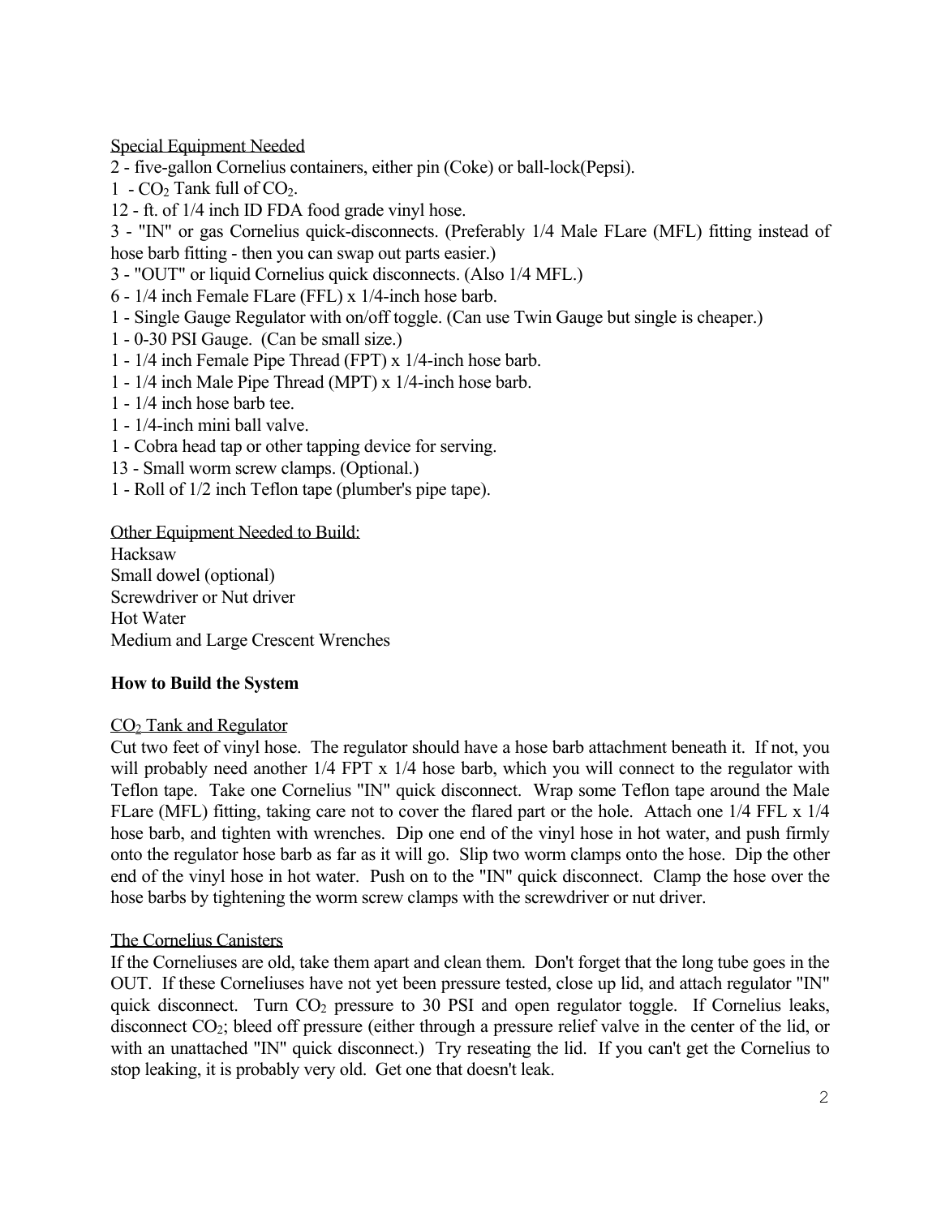Special Equipment Needed

2 - five-gallon Cornelius containers, either pin (Coke) or ball-lock(Pepsi).
1 - $CO_2$ Tank full of $CO_2$.
12 - ft. of 1/4 inch ID FDA food grade vinyl hose.
3 - "IN" or gas Cornelius quick-disconnects. (Preferably 1/4 Male FLare (MFL) fitting instead of hose barb fitting - then you can swap out parts easier.)
3 - "OUT" or liquid Cornelius quick disconnects. (Also 1/4 MFL.)
6 - 1/4 inch Female FLare (FFL) x 1/4-inch hose barb.
1 - Single Gauge Regulator with on/off toggle. (Can use Twin Gauge but single is cheaper.)
1 - 0-30 PSI Gauge. (Can be small size.)
1 - 1/4 inch Female Pipe Thread (FPT) x 1/4-inch hose barb.
1 - 1/4 inch Male Pipe Thread (MPT) x 1/4-inch hose barb.
1 - 1/4 inch hose barb tee.
1 - 1/4-inch mini ball valve.
1 - Cobra head tap or other tapping device for serving.
13 - Small worm screw clamps. (Optional.)
1 - Roll of 1/2 inch Teflon tape (plumber's pipe tape).

Other Equipment Needed to Build:

Hacksaw
Small dowel (optional)
Screwdriver or Nut driver
Hot Water
Medium and Large Crescent Wrenches

**How to Build the System**

$CO_2$ Tank and Regulator

Cut two feet of vinyl hose. The regulator should have a hose barb attachment beneath it. If not, you will probably need another 1/4 FPT x 1/4 hose barb, which you will connect to the regulator with Teflon tape. Take one Cornelius "IN" quick disconnect. Wrap some Teflon tape around the Male FLare (MFL) fitting, taking care not to cover the flared part or the hole. Attach one 1/4 FFL x 1/4 hose barb, and tighten with wrenches. Dip one end of the vinyl hose in hot water, and push firmly onto the regulator hose barb as far as it will go. Slip two worm clamps onto the hose. Dip the other end of the vinyl hose in hot water. Push on to the "IN" quick disconnect. Clamp the hose over the hose barbs by tightening the worm screw clamps with the screwdriver or nut driver.

The Cornelius Canisters

If the Corneliuses are old, take them apart and clean them. Don't forget that the long tube goes in the OUT. If these Corneliuses have not yet been pressure tested, close up lid, and attach regulator "IN" quick disconnect. Turn $CO_2$ pressure to 30 PSI and open regulator toggle. If Cornelius leaks, disconnect $CO_2$; bleed off pressure (either through a pressure relief valve in the center of the lid, or with an unattached "IN" quick disconnect.) Try reseating the lid. If you can't get the Cornelius to stop leaking, it is probably very old. Get one that doesn't leak.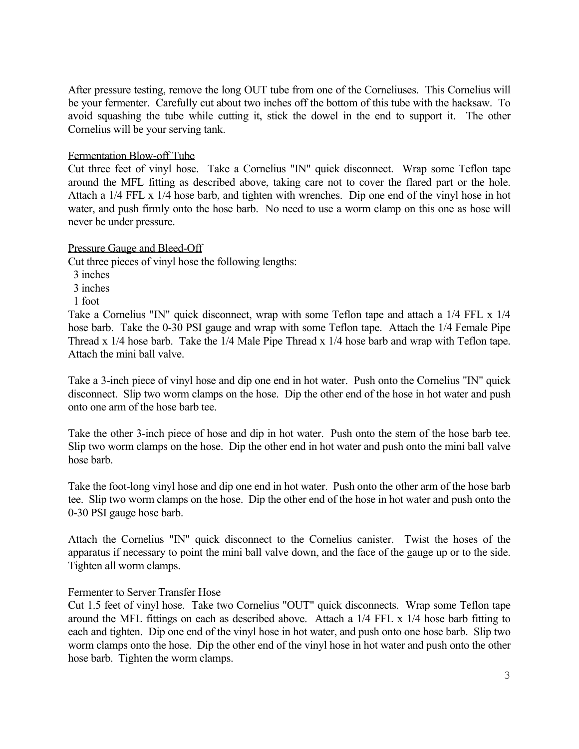After pressure testing, remove the long OUT tube from one of the Corneliuses. This Cornelius will be your fermenter. Carefully cut about two inches off the bottom of this tube with the hacksaw. To avoid squashing the tube while cutting it, stick the dowel in the end to support it. The other Cornelius will be your serving tank.

### Fermentation Blow-off Tube

Cut three feet of vinyl hose. Take a Cornelius "IN" quick disconnect. Wrap some Teflon tape around the MFL fitting as described above, taking care not to cover the flared part or the hole. Attach a 1/4 FFL x 1/4 hose barb, and tighten with wrenches. Dip one end of the vinyl hose in hot water, and push firmly onto the hose barb. No need to use a worm clamp on this one as hose will never be under pressure.

### Pressure Gauge and Bleed-Off

Cut three pieces of vinyl hose the following lengths:

- 3 inches
- 3 inches
- 1 foot

Take a Cornelius "IN" quick disconnect, wrap with some Teflon tape and attach a 1/4 FFL x 1/4 hose barb. Take the 0-30 PSI gauge and wrap with some Teflon tape. Attach the 1/4 Female Pipe Thread x 1/4 hose barb. Take the 1/4 Male Pipe Thread x 1/4 hose barb and wrap with Teflon tape. Attach the mini ball valve.

Take a 3-inch piece of vinyl hose and dip one end in hot water. Push onto the Cornelius "IN" quick disconnect. Slip two worm clamps on the hose. Dip the other end of the hose in hot water and push onto one arm of the hose barb tee.

Take the other 3-inch piece of hose and dip in hot water. Push onto the stem of the hose barb tee. Slip two worm clamps on the hose. Dip the other end in hot water and push onto the mini ball valve hose barb.

Take the foot-long vinyl hose and dip one end in hot water. Push onto the other arm of the hose barb tee. Slip two worm clamps on the hose. Dip the other end of the hose in hot water and push onto the 0-30 PSI gauge hose barb.

Attach the Cornelius "IN" quick disconnect to the Cornelius canister. Twist the hoses of the apparatus if necessary to point the mini ball valve down, and the face of the gauge up or to the side. Tighten all worm clamps.

### Fermenter to Server Transfer Hose

Cut 1.5 feet of vinyl hose. Take two Cornelius "OUT" quick disconnects. Wrap some Teflon tape around the MFL fittings on each as described above. Attach a 1/4 FFL x 1/4 hose barb fitting to each and tighten. Dip one end of the vinyl hose in hot water, and push onto one hose barb. Slip two worm clamps onto the hose. Dip the other end of the vinyl hose in hot water and push onto the other hose barb. Tighten the worm clamps.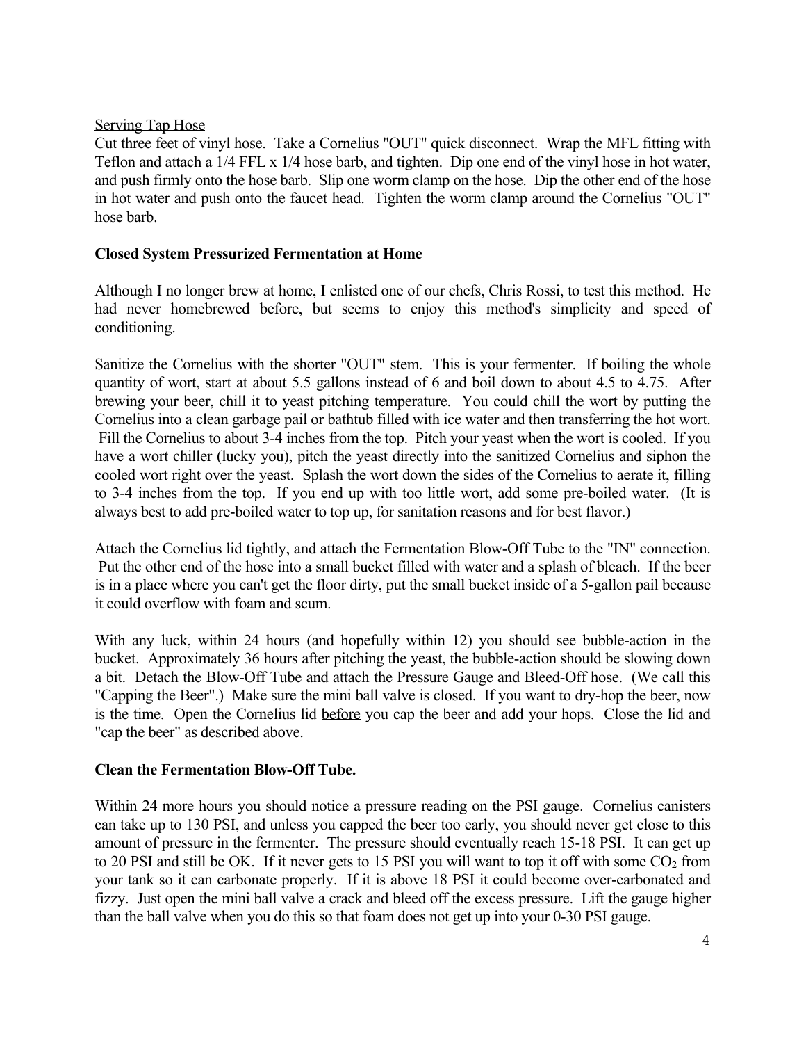Serving Tap Hose

Cut three feet of vinyl hose. Take a Cornelius "OUT" quick disconnect. Wrap the MFL fitting with Teflon and attach a 1/4 FFL x 1/4 hose barb, and tighten. Dip one end of the vinyl hose in hot water, and push firmly onto the hose barb. Slip one worm clamp on the hose. Dip the other end of the hose in hot water and push onto the faucet head. Tighten the worm clamp around the Cornelius "OUT" hose barb.

**Closed System Pressurized Fermentation at Home**

Although I no longer brew at home, I enlisted one of our chefs, Chris Rossi, to test this method. He had never homebrewed before, but seems to enjoy this method's simplicity and speed of conditioning.

Sanitize the Cornelius with the shorter "OUT" stem. This is your fermenter. If boiling the whole quantity of wort, start at about 5.5 gallons instead of 6 and boil down to about 4.5 to 4.75. After brewing your beer, chill it to yeast pitching temperature. You could chill the wort by putting the Cornelius into a clean garbage pail or bathtub filled with ice water and then transferring the hot wort. Fill the Cornelius to about 3-4 inches from the top. Pitch your yeast when the wort is cooled. If you have a wort chiller (lucky you), pitch the yeast directly into the sanitized Cornelius and siphon the cooled wort right over the yeast. Splash the wort down the sides of the Cornelius to aerate it, filling to 3-4 inches from the top. If you end up with too little wort, add some pre-boiled water. (It is always best to add pre-boiled water to top up, for sanitation reasons and for best flavor.)

Attach the Cornelius lid tightly, and attach the Fermentation Blow-Off Tube to the "IN" connection. Put the other end of the hose into a small bucket filled with water and a splash of bleach. If the beer is in a place where you can't get the floor dirty, put the small bucket inside of a 5-gallon pail because it could overflow with foam and scum.

With any luck, within 24 hours (and hopefully within 12) you should see bubble-action in the bucket. Approximately 36 hours after pitching the yeast, the bubble-action should be slowing down a bit. Detach the Blow-Off Tube and attach the Pressure Gauge and Bleed-Off hose. (We call this "Capping the Beer".) Make sure the mini ball valve is closed. If you want to dry-hop the beer, now is the time. Open the Cornelius lid before you cap the beer and add your hops. Close the lid and "cap the beer" as described above.

**Clean the Fermentation Blow-Off Tube.**

Within 24 more hours you should notice a pressure reading on the PSI gauge. Cornelius canisters can take up to 130 PSI, and unless you capped the beer too early, you should never get close to this amount of pressure in the fermenter. The pressure should eventually reach 15-18 PSI. It can get up to 20 PSI and still be OK. If it never gets to 15 PSI you will want to top it off with some $CO_2$ from your tank so it can carbonate properly. If it is above 18 PSI it could become over-carbonated and fizzy. Just open the mini ball valve a crack and bleed off the excess pressure. Lift the gauge higher than the ball valve when you do this so that foam does not get up into your 0-30 PSI gauge.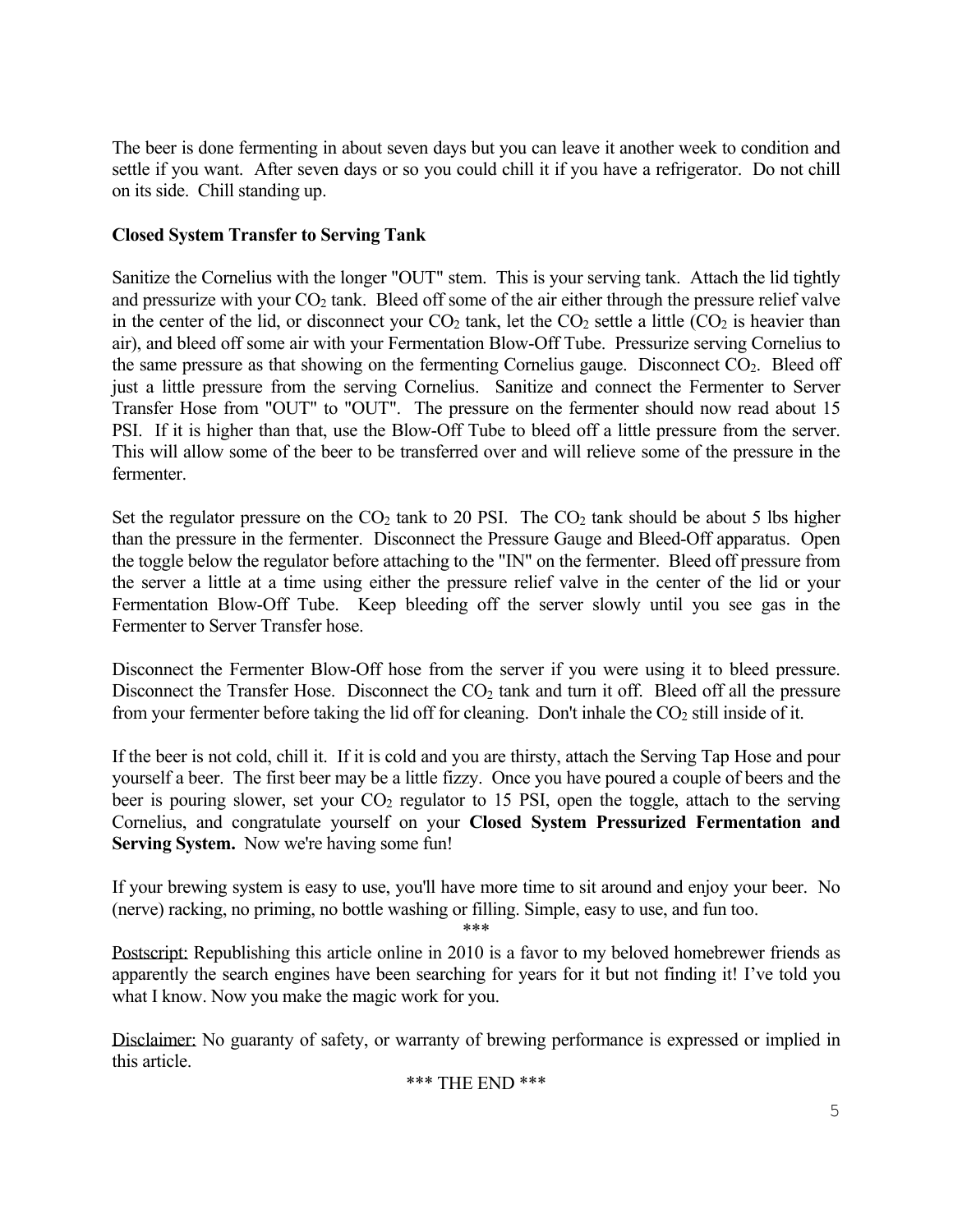The beer is done fermenting in about seven days but you can leave it another week to condition and settle if you want. After seven days or so you could chill it if you have a refrigerator. Do not chill on its side. Chill standing up.

**Closed System Transfer to Serving Tank**

Sanitize the Cornelius with the longer "OUT" stem. This is your serving tank. Attach the lid tightly and pressurize with your $CO_2$ tank. Bleed off some of the air either through the pressure relief valve in the center of the lid, or disconnect your $CO_2$ tank, let the $CO_2$ settle a little ($CO_2$ is heavier than air), and bleed off some air with your Fermentation Blow-Off Tube. Pressurize serving Cornelius to the same pressure as that showing on the fermenting Cornelius gauge. Disconnect $CO_2$. Bleed off just a little pressure from the serving Cornelius. Sanitize and connect the Fermenter to Server Transfer Hose from "OUT" to "OUT". The pressure on the fermenter should now read about 15 PSI. If it is higher than that, use the Blow-Off Tube to bleed off a little pressure from the server. This will allow some of the beer to be transferred over and will relieve some of the pressure in the fermenter.

Set the regulator pressure on the $CO_2$ tank to 20 PSI. The $CO_2$ tank should be about 5 lbs higher than the pressure in the fermenter. Disconnect the Pressure Gauge and Bleed-Off apparatus. Open the toggle below the regulator before attaching to the "IN" on the fermenter. Bleed off pressure from the server a little at a time using either the pressure relief valve in the center of the lid or your Fermentation Blow-Off Tube. Keep bleeding off the server slowly until you see gas in the Fermenter to Server Transfer hose.

Disconnect the Fermenter Blow-Off hose from the server if you were using it to bleed pressure. Disconnect the Transfer Hose. Disconnect the $CO_2$ tank and turn it off. Bleed off all the pressure from your fermenter before taking the lid off for cleaning. Don't inhale the $CO_2$ still inside of it.

If the beer is not cold, chill it. If it is cold and you are thirsty, attach the Serving Tap Hose and pour yourself a beer. The first beer may be a little fizzy. Once you have poured a couple of beers and the beer is pouring slower, set your $CO_2$ regulator to 15 PSI, open the toggle, attach to the serving Cornelius, and congratulate yourself on your **Closed System Pressurized Fermentation and Serving System.** Now we're having some fun!

If your brewing system is easy to use, you'll have more time to sit around and enjoy your beer. No (nerve) racking, no priming, no bottle washing or filling. Simple, easy to use, and fun too.

***

Postscript: Republishing this article online in 2010 is a favor to my beloved homebrewer friends as apparently the search engines have been searching for years for it but not finding it! I've told you what I know. Now you make the magic work for you.

Disclaimer: No guaranty of safety, or warranty of brewing performance is expressed or implied in this article.

*** THE END ***